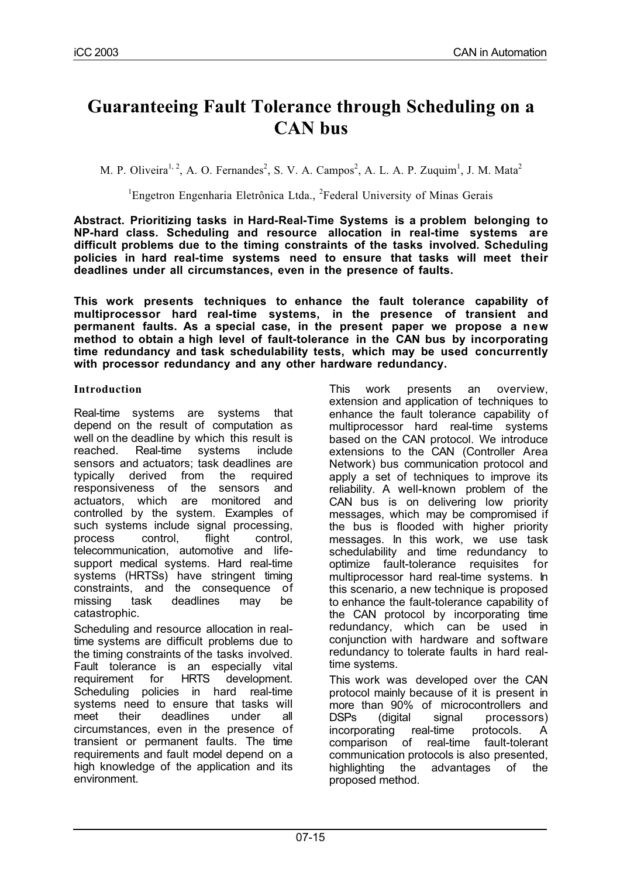# Guaranteeing Fault Tolerance through Scheduling on a CAN bus

M. P. Oliveira[1, 2], A. O. Fernandes[2], S. V. A. Campos[2], A. L. A. P. Zuquim[1], J. M. Mata[2]

[1]Engetron Engenharia Eletrônica Ltda., [2]Federal University of Minas Gerais

**Abstract. Prioritizing tasks in Hard-Real-Time Systems is a problem belonging to NP-hard class. Scheduling and resource allocation in real-time systems are difficult problems due to the timing constraints of the tasks involved. Scheduling policies in hard real-time systems need to ensure that tasks will meet their deadlines under all circumstances, even in the presence of faults.**

**This work presents techniques to enhance the fault tolerance capability of multiprocessor hard real-time systems, in the presence of transient and permanent faults. As a special case, in the present paper we propose a new method to obtain a high level of fault-tolerance in the CAN bus by incorporating time redundancy and task schedulability tests, which may be used concurrently with processor redundancy and any other hardware redundancy.**

## Introduction

Real-time systems are systems that depend on the result of computation as well on the deadline by which this result is reached. Real-time systems include sensors and actuators; task deadlines are typically derived from the required responsiveness of the sensors and actuators, which are monitored and controlled by the system. Examples of such systems include signal processing, process control, flight control, telecommunication, automotive and life-support medical systems. Hard real-time systems (HRTSs) have stringent timing constraints, and the consequence of missing task deadlines may be catastrophic.

Scheduling and resource allocation in real-time systems are difficult problems due to the timing constraints of the tasks involved. Fault tolerance is an especially vital requirement for HRTS development. Scheduling policies in hard real-time systems need to ensure that tasks will meet their deadlines under all circumstances, even in the presence of transient or permanent faults. The time requirements and fault model depend on a high knowledge of the application and its environment.

This work presents an overview, extension and application of techniques to enhance the fault tolerance capability of multiprocessor hard real-time systems based on the CAN protocol. We introduce extensions to the CAN (Controller Area Network) bus communication protocol and apply a set of techniques to improve its reliability. A well-known problem of the CAN bus is on delivering low priority messages, which may be compromised if the bus is flooded with higher priority messages. In this work, we use task schedulability and time redundancy to optimize fault-tolerance requisites for multiprocessor hard real-time systems. In this scenario, a new technique is proposed to enhance the fault-tolerance capability of the CAN protocol by incorporating time redundancy, which can be used in conjunction with hardware and software redundancy to tolerate faults in hard real-time systems.

This work was developed over the CAN protocol mainly because of it is present in more than 90% of microcontrollers and DSPs (digital signal processors) incorporating real-time protocols. A comparison of real-time fault-tolerant communication protocols is also presented, highlighting the advantages of the proposed method.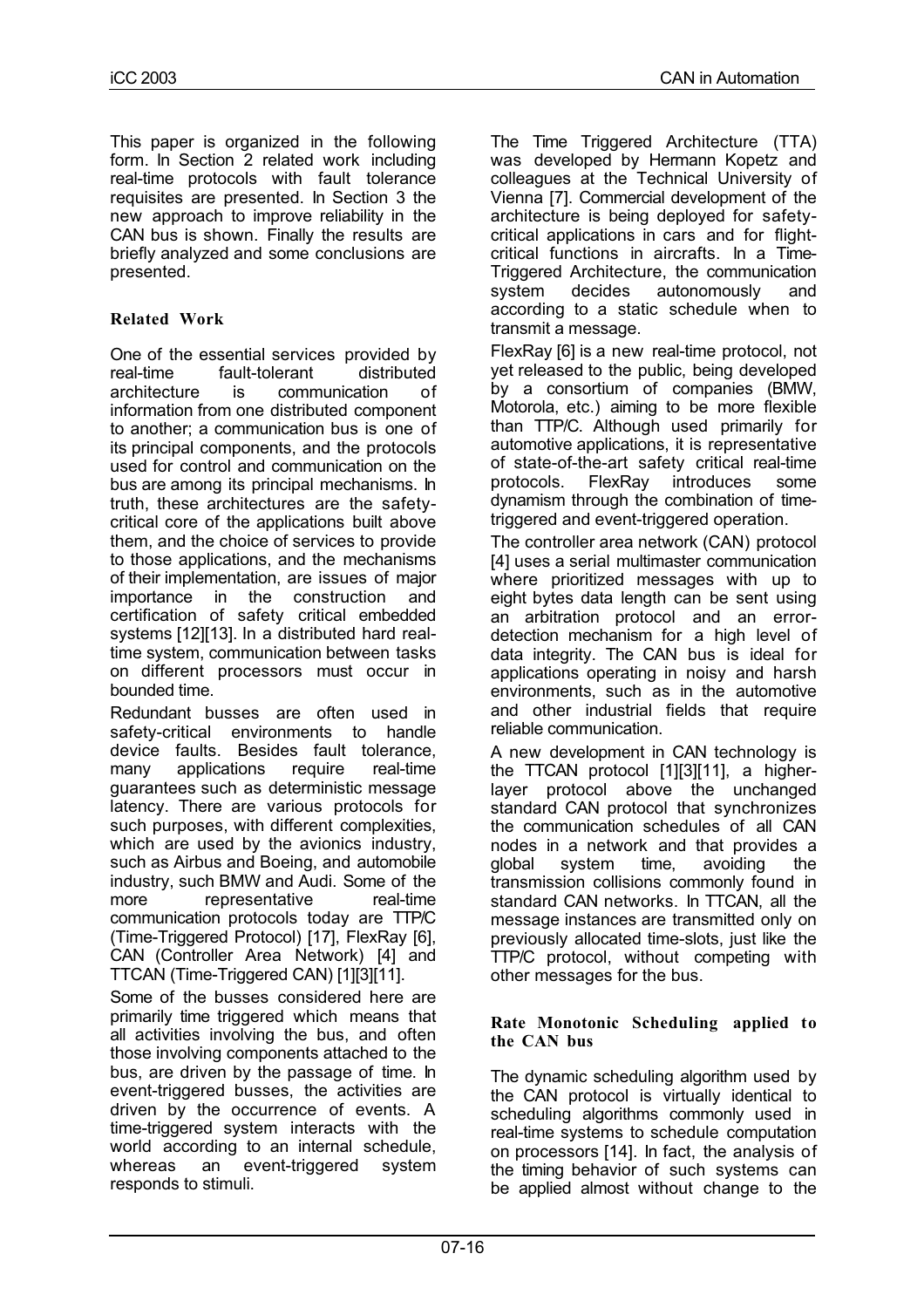This paper is organized in the following form. In Section 2 related work including real-time protocols with fault tolerance requisites are presented. In Section 3 the new approach to improve reliability in the CAN bus is shown. Finally the results are briefly analyzed and some conclusions are presented.

## Related Work

One of the essential services provided by real-time fault-tolerant distributed architecture is communication of information from one distributed component to another; a communication bus is one of its principal components, and the protocols used for control and communication on the bus are among its principal mechanisms. In truth, these architectures are the safety-critical core of the applications built above them, and the choice of services to provide to those applications, and the mechanisms of their implementation, are issues of major importance in the construction and certification of safety critical embedded systems [12][13]. In a distributed hard real-time system, communication between tasks on different processors must occur in bounded time.

Redundant busses are often used in safety-critical environments to handle device faults. Besides fault tolerance, many applications require real-time guarantees such as deterministic message latency. There are various protocols for such purposes, with different complexities, which are used by the avionics industry, such as Airbus and Boeing, and automobile industry, such BMW and Audi. Some of the more representative real-time communication protocols today are TTP/C (Time-Triggered Protocol) [17], FlexRay [6], CAN (Controller Area Network) [4] and TTCAN (Time-Triggered CAN) [1][3][11].

Some of the busses considered here are primarily time triggered which means that all activities involving the bus, and often those involving components attached to the bus, are driven by the passage of time. In event-triggered busses, the activities are driven by the occurrence of events. A time-triggered system interacts with the world according to an internal schedule, whereas an event-triggered system responds to stimuli.

The Time Triggered Architecture (TTA) was developed by Hermann Kopetz and colleagues at the Technical University of Vienna [7]. Commercial development of the architecture is being deployed for safety-critical applications in cars and for flight-critical functions in aircrafts. In a Time-Triggered Architecture, the communication system decides autonomously and according to a static schedule when to transmit a message.

FlexRay [6] is a new real-time protocol, not yet released to the public, being developed by a consortium of companies (BMW, Motorola, etc.) aiming to be more flexible than TTP/C. Although used primarily for automotive applications, it is representative of state-of-the-art safety critical real-time protocols. FlexRay introduces some dynamism through the combination of time-triggered and event-triggered operation.

The controller area network (CAN) protocol [4] uses a serial multimaster communication where prioritized messages with up to eight bytes data length can be sent using an arbitration protocol and an error-detection mechanism for a high level of data integrity. The CAN bus is ideal for applications operating in noisy and harsh environments, such as in the automotive and other industrial fields that require reliable communication.

A new development in CAN technology is the TTCAN protocol [1][3][11], a higher-layer protocol above the unchanged standard CAN protocol that synchronizes the communication schedules of all CAN nodes in a network and that provides a global system time, avoiding the transmission collisions commonly found in standard CAN networks. In TTCAN, all the message instances are transmitted only on previously allocated time-slots, just like the TTP/C protocol, without competing with other messages for the bus.

### Rate Monotonic Scheduling applied to the CAN bus

The dynamic scheduling algorithm used by the CAN protocol is virtually identical to scheduling algorithms commonly used in real-time systems to schedule computation on processors [14]. In fact, the analysis of the timing behavior of such systems can be applied almost without change to the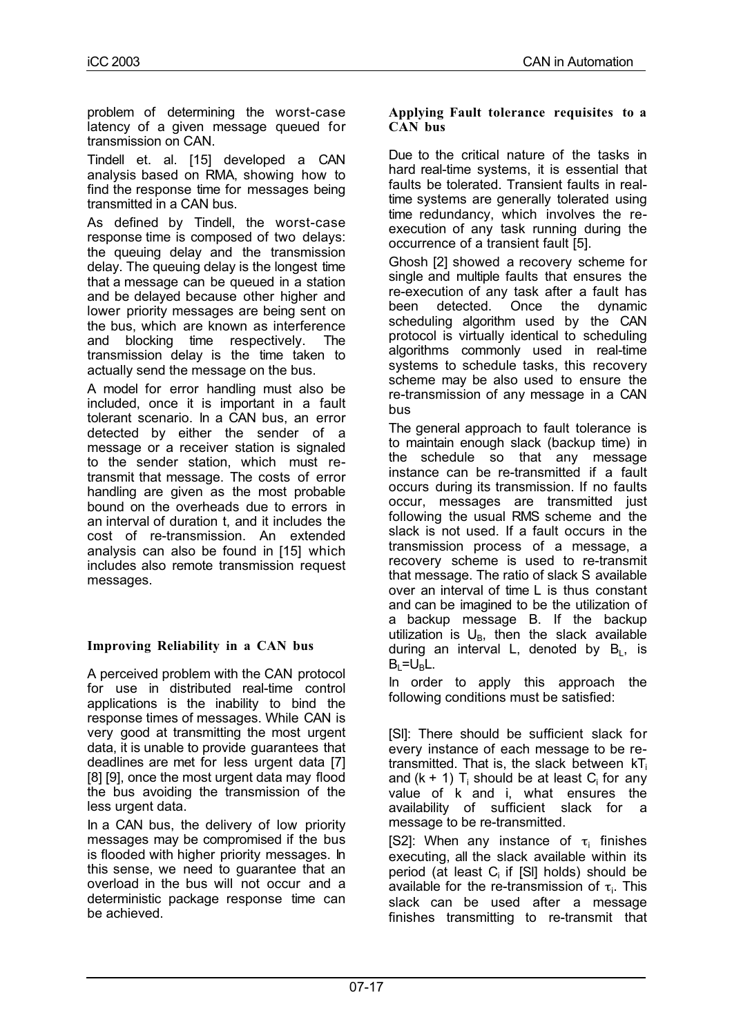problem of determining the worst-case latency of a given message queued for transmission on CAN.

Tindell et. al. [15] developed a CAN analysis based on RMA, showing how to find the response time for messages being transmitted in a CAN bus.

As defined by Tindell, the worst-case response time is composed of two delays: the queuing delay and the transmission delay. The queuing delay is the longest time that a message can be queued in a station and be delayed because other higher and lower priority messages are being sent on the bus, which are known as interference and blocking time respectively. The transmission delay is the time taken to actually send the message on the bus.

A model for error handling must also be included, once it is important in a fault tolerant scenario. In a CAN bus, an error detected by either the sender of a message or a receiver station is signaled to the sender station, which must re-transmit that message. The costs of error handling are given as the most probable bound on the overheads due to errors in an interval of duration t, and it includes the cost of re-transmission. An extended analysis can also be found in [15] which includes also remote transmission request messages.

## Improving Reliability in a CAN bus

A perceived problem with the CAN protocol for use in distributed real-time control applications is the inability to bind the response times of messages. While CAN is very good at transmitting the most urgent data, it is unable to provide guarantees that deadlines are met for less urgent data [7] [8] [9], once the most urgent data may flood the bus avoiding the transmission of the less urgent data.

In a CAN bus, the delivery of low priority messages may be compromised if the bus is flooded with higher priority messages. In this sense, we need to guarantee that an overload in the bus will not occur and a deterministic package response time can be achieved.

## Applying Fault tolerance requisites to a CAN bus

Due to the critical nature of the tasks in hard real-time systems, it is essential that faults be tolerated. Transient faults in real-time systems are generally tolerated using time redundancy, which involves the re-execution of any task running during the occurrence of a transient fault [5].

Ghosh [2] showed a recovery scheme for single and multiple faults that ensures the re-execution of any task after a fault has been detected. Once the dynamic scheduling algorithm used by the CAN protocol is virtually identical to scheduling algorithms commonly used in real-time systems to schedule tasks, this recovery scheme may be also used to ensure the re-transmission of any message in a CAN bus

The general approach to fault tolerance is to maintain enough slack (backup time) in the schedule so that any message instance can be re-transmitted if a fault occurs during its transmission. If no faults occur, messages are transmitted just following the usual RMS scheme and the slack is not used. If a fault occurs in the transmission process of a message, a recovery scheme is used to re-transmit that message. The ratio of slack S available over an interval of time L is thus constant and can be imagined to be the utilization of a backup message B. If the backup utilization is $U_B$, then the slack available during an interval L, denoted by $B_L$, is $B_L=U_BL$.

In order to apply this approach the following conditions must be satisfied:

[SI]: There should be sufficient slack for every instance of each message to be re-transmitted. That is, the slack between $kT_i$ and $(k + 1)\ T_i$ should be at least $C_i$ for any value of k and i, what ensures the availability of sufficient slack for a message to be re-transmitted.

[S2]: When any instance of $\tau_i$ finishes executing, all the slack available within its period (at least $C_i$ if [SI] holds) should be available for the re-transmission of $\tau_i$. This slack can be used after a message finishes transmitting to re-transmit that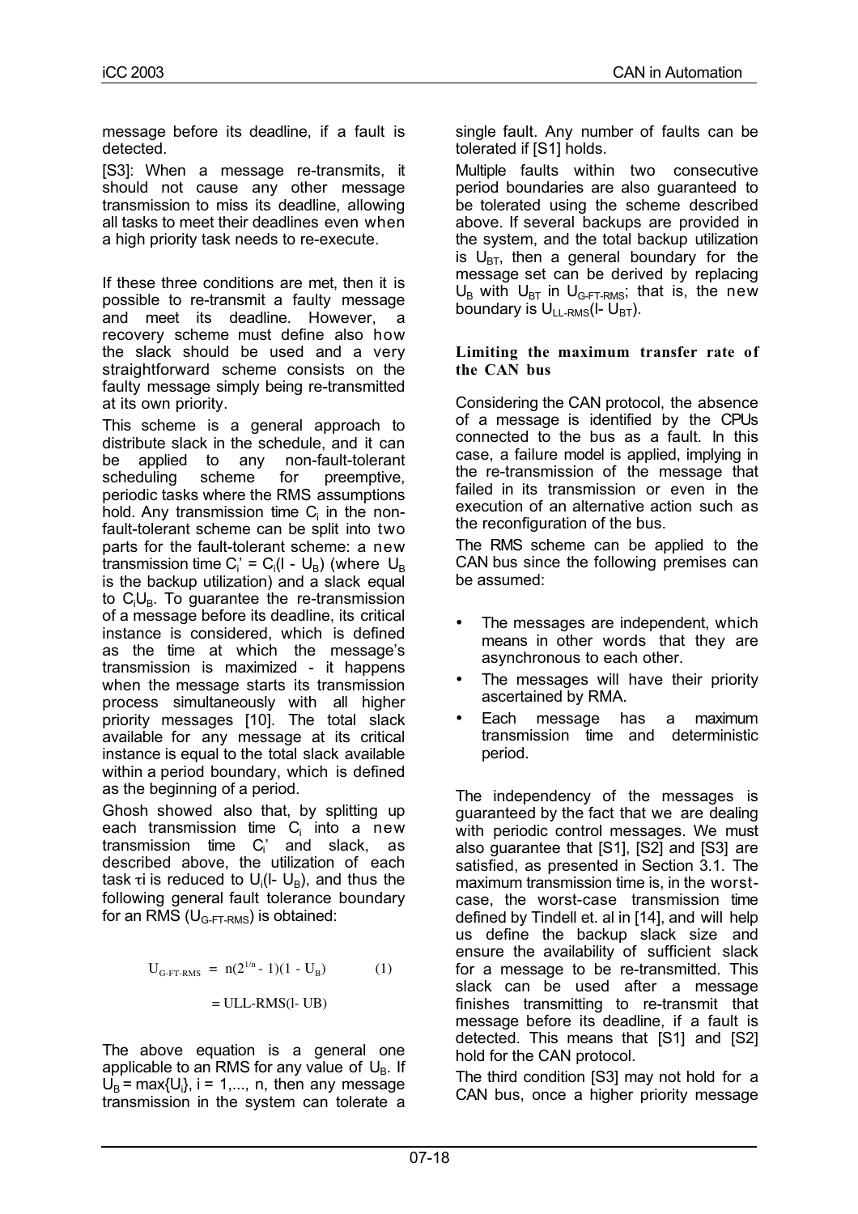message before its deadline, if a fault is detected.

[S3]: When a message re-transmits, it should not cause any other message transmission to miss its deadline, allowing all tasks to meet their deadlines even when a high priority task needs to re-execute.

If these three conditions are met, then it is possible to re-transmit a faulty message and meet its deadline. However, a recovery scheme must define also how the slack should be used and a very straightforward scheme consists on the faulty message simply being re-transmitted at its own priority.

This scheme is a general approach to distribute slack in the schedule, and it can be applied to any non-fault-tolerant scheduling scheme for preemptive, periodic tasks where the RMS assumptions hold. Any transmission time $C_i$ in the non-fault-tolerant scheme can be split into two parts for the fault-tolerant scheme: a new transmission time $C_i' = C_i(l - U_B)$ (where $U_B$ is the backup utilization) and a slack equal to $C_iU_B$. To guarantee the re-transmission of a message before its deadline, its critical instance is considered, which is defined as the time at which the message's transmission is maximized - it happens when the message starts its transmission process simultaneously with all higher priority messages [10]. The total slack available for any message at its critical instance is equal to the total slack available within a period boundary, which is defined as the beginning of a period.

Ghosh showed also that, by splitting up each transmission time $C_i$ into a new transmission time $C_i'$ and slack, as described above, the utilization of each task $\tau i$ is reduced to $U_i(l- U_B)$, and thus the following general fault tolerance boundary for an RMS ($U_{G-FT-RMS}$) is obtained:

$$U_{G-FT-RMS} = n(2^{1/n} - 1)(1 - U_B) \qquad (1)$$

$$= U_{LL-RMS}(l- U_B)$$

The above equation is a general one applicable to an RMS for any value of $U_B$. If $U_B = \max\{U_i\}$, i = 1,..., n, then any message transmission in the system can tolerate a single fault. Any number of faults can be tolerated if [S1] holds.

Multiple faults within two consecutive period boundaries are also guaranteed to be tolerated using the scheme described above. If several backups are provided in the system, and the total backup utilization is $U_{BT}$, then a general boundary for the message set can be derived by replacing $U_B$ with $U_{BT}$ in $U_{G-FT-RMS}$; that is, the new boundary is $U_{LL-RMS}(l- U_{BT})$.

#### Limiting the maximum transfer rate of the CAN bus

Considering the CAN protocol, the absence of a message is identified by the CPUs connected to the bus as a fault. In this case, a failure model is applied, implying in the re-transmission of the message that failed in its transmission or even in the execution of an alternative action such as the reconfiguration of the bus.

The RMS scheme can be applied to the CAN bus since the following premises can be assumed:

- The messages are independent, which means in other words that they are asynchronous to each other.
- The messages will have their priority ascertained by RMA.
- Each message has a maximum transmission time and deterministic period.

The independency of the messages is guaranteed by the fact that we are dealing with periodic control messages. We must also guarantee that [S1], [S2] and [S3] are satisfied, as presented in Section 3.1. The maximum transmission time is, in the worst-case, the worst-case transmission time defined by Tindell et. al in [14], and will help us define the backup slack size and ensure the availability of sufficient slack for a message to be re-transmitted. This slack can be used after a message finishes transmitting to re-transmit that message before its deadline, if a fault is detected. This means that [S1] and [S2] hold for the CAN protocol.

The third condition [S3] may not hold for a CAN bus, once a higher priority message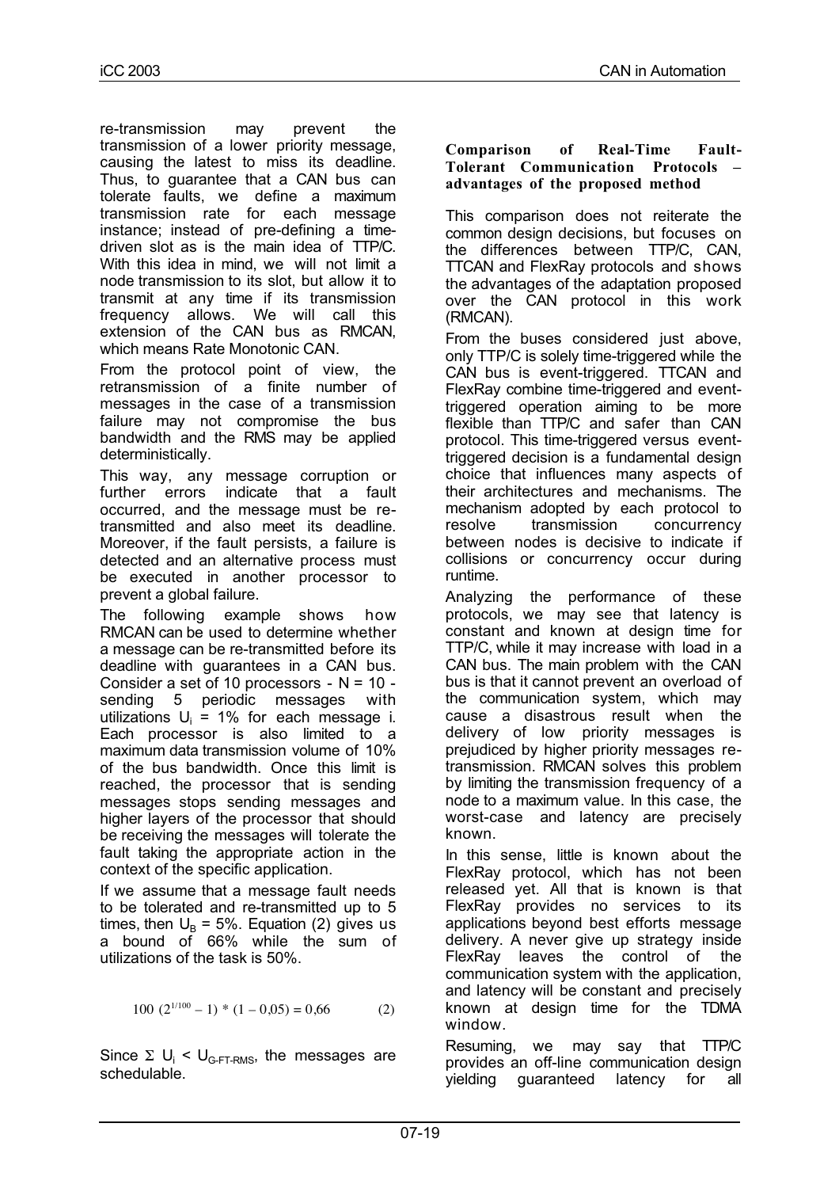re-transmission may prevent the transmission of a lower priority message, causing the latest to miss its deadline. Thus, to guarantee that a CAN bus can tolerate faults, we define a maximum transmission rate for each message instance; instead of pre-defining a time-driven slot as is the main idea of TTP/C. With this idea in mind, we will not limit a node transmission to its slot, but allow it to transmit at any time if its transmission frequency allows. We will call this extension of the CAN bus as RMCAN, which means Rate Monotonic CAN.

From the protocol point of view, the retransmission of a finite number of messages in the case of a transmission failure may not compromise the bus bandwidth and the RMS may be applied deterministically.

This way, any message corruption or further errors indicate that a fault occurred, and the message must be re-transmitted and also meet its deadline. Moreover, if the fault persists, a failure is detected and an alternative process must be executed in another processor to prevent a global failure.

The following example shows how RMCAN can be used to determine whether a message can be re-transmitted before its deadline with guarantees in a CAN bus. Consider a set of 10 processors - N = 10 - sending 5 periodic messages with utilizations $U_i$ = 1% for each message i. Each processor is also limited to a maximum data transmission volume of 10% of the bus bandwidth. Once this limit is reached, the processor that is sending messages stops sending messages and higher layers of the processor that should be receiving the messages will tolerate the fault taking the appropriate action in the context of the specific application.

If we assume that a message fault needs to be tolerated and re-transmitted up to 5 times, then $U_B$ = 5%. Equation (2) gives us a bound of 66% while the sum of utilizations of the task is 50%.

$$100\ (2^{1/100} - 1) * (1 - 0{,}05) = 0{,}66 \qquad (2)$$

Since $\Sigma\ U_i < U_{G\text{-}FT\text{-}RMS}$, the messages are schedulable.

**Comparison of Real-Time Fault-Tolerant Communication Protocols – advantages of the proposed method**

This comparison does not reiterate the common design decisions, but focuses on the differences between TTP/C, CAN, TTCAN and FlexRay protocols and shows the advantages of the adaptation proposed over the CAN protocol in this work (RMCAN).

From the buses considered just above, only TTP/C is solely time-triggered while the CAN bus is event-triggered. TTCAN and FlexRay combine time-triggered and event-triggered operation aiming to be more flexible than TTP/C and safer than CAN protocol. This time-triggered versus event-triggered decision is a fundamental design choice that influences many aspects of their architectures and mechanisms. The mechanism adopted by each protocol to resolve transmission concurrency between nodes is decisive to indicate if collisions or concurrency occur during runtime.

Analyzing the performance of these protocols, we may see that latency is constant and known at design time for TTP/C, while it may increase with load in a CAN bus. The main problem with the CAN bus is that it cannot prevent an overload of the communication system, which may cause a disastrous result when the delivery of low priority messages is prejudiced by higher priority messages re-transmission. RMCAN solves this problem by limiting the transmission frequency of a node to a maximum value. In this case, the worst-case and latency are precisely known.

In this sense, little is known about the FlexRay protocol, which has not been released yet. All that is known is that FlexRay provides no services to its applications beyond best efforts message delivery. A never give up strategy inside FlexRay leaves the control of the communication system with the application, and latency will be constant and precisely known at design time for the TDMA window.

Resuming, we may say that TTP/C provides an off-line communication design yielding guaranteed latency for all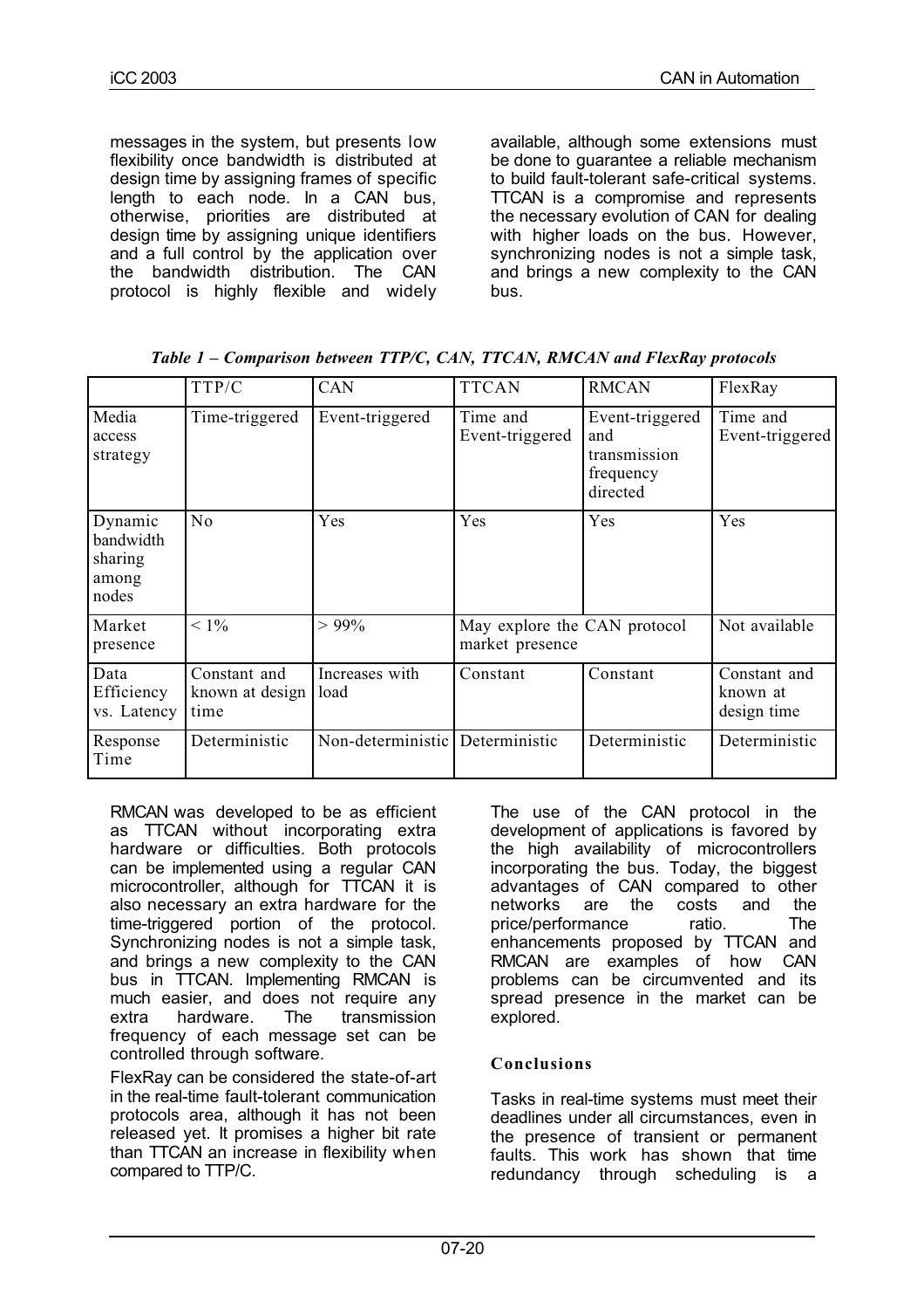messages in the system, but presents low flexibility once bandwidth is distributed at design time by assigning frames of specific length to each node. In a CAN bus, otherwise, priorities are distributed at design time by assigning unique identifiers and a full control by the application over the bandwidth distribution. The CAN protocol is highly flexible and widely available, although some extensions must be done to guarantee a reliable mechanism to build fault-tolerant safe-critical systems. TTCAN is a compromise and represents the necessary evolution of CAN for dealing with higher loads on the bus. However, synchronizing nodes is not a simple task, and brings a new complexity to the CAN bus.

***Table 1 – Comparison between TTP/C, CAN, TTCAN, RMCAN and FlexRay protocols***

| | TTP/C | CAN | TTCAN | RMCAN | FlexRay |
|---|---|---|---|---|---|
| Media access strategy | Time-triggered | Event-triggered | Time and Event-triggered | Event-triggered and transmission frequency directed | Time and Event-triggered |
| Dynamic bandwidth sharing among nodes | No | Yes | Yes | Yes | Yes |
| Market presence | < 1% | > 99% | May explore the CAN protocol market presence | | Not available |
| Data Efficiency vs. Latency | Constant and known at design time | Increases with load | Constant | Constant | Constant and known at design time |
| Response Time | Deterministic | Non-deterministic | Deterministic | Deterministic | Deterministic |

RMCAN was developed to be as efficient as TTCAN without incorporating extra hardware or difficulties. Both protocols can be implemented using a regular CAN microcontroller, although for TTCAN it is also necessary an extra hardware for the time-triggered portion of the protocol. Synchronizing nodes is not a simple task, and brings a new complexity to the CAN bus in TTCAN. Implementing RMCAN is much easier, and does not require any extra hardware. The transmission frequency of each message set can be controlled through software.

FlexRay can be considered the state-of-art in the real-time fault-tolerant communication protocols area, although it has not been released yet. It promises a higher bit rate than TTCAN an increase in flexibility when compared to TTP/C.

The use of the CAN protocol in the development of applications is favored by the high availability of microcontrollers incorporating the bus. Today, the biggest advantages of CAN compared to other networks are the costs and the price/performance ratio. The enhancements proposed by TTCAN and RMCAN are examples of how CAN problems can be circumvented and its spread presence in the market can be explored.

## Conclusions

Tasks in real-time systems must meet their deadlines under all circumstances, even in the presence of transient or permanent faults. This work has shown that time redundancy through scheduling is a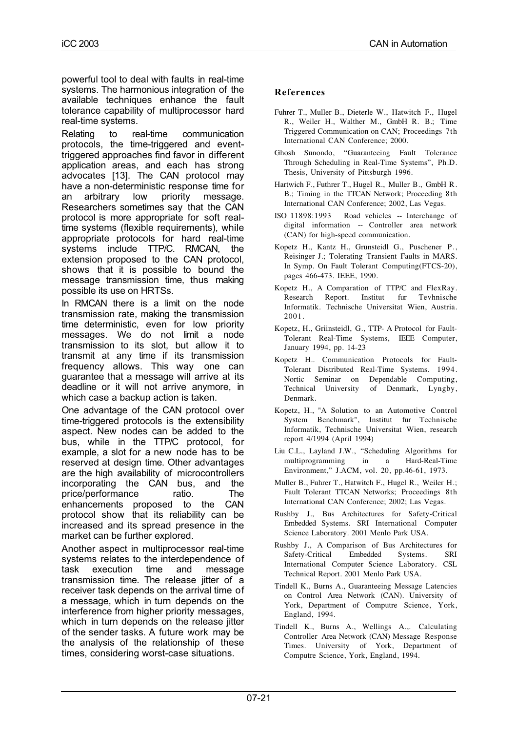powerful tool to deal with faults in real-time systems. The harmonious integration of the available techniques enhance the fault tolerance capability of multiprocessor hard real-time systems.

Relating to real-time communication protocols, the time-triggered and event-triggered approaches find favor in different application areas, and each has strong advocates [13]. The CAN protocol may have a non-deterministic response time for an arbitrary low priority message. Researchers sometimes say that the CAN protocol is more appropriate for soft real-time systems (flexible requirements), while appropriate protocols for hard real-time systems include TTP/C. RMCAN, the extension proposed to the CAN protocol, shows that it is possible to bound the message transmission time, thus making possible its use on HRTSs.

In RMCAN there is a limit on the node transmission rate, making the transmission time deterministic, even for low priority messages. We do not limit a node transmission to its slot, but allow it to transmit at any time if its transmission frequency allows. This way one can guarantee that a message will arrive at its deadline or it will not arrive anymore, in which case a backup action is taken.

One advantage of the CAN protocol over time-triggered protocols is the extensibility aspect. New nodes can be added to the bus, while in the TTP/C protocol, for example, a slot for a new node has to be reserved at design time. Other advantages are the high availability of microcontrollers incorporating the CAN bus, and the price/performance ratio. The enhancements proposed to the CAN protocol show that its reliability can be increased and its spread presence in the market can be further explored.

Another aspect in multiprocessor real-time systems relates to the interdependence of task execution time and message transmission time. The release jitter of a receiver task depends on the arrival time of a message, which in turn depends on the interference from higher priority messages, which in turn depends on the release jitter of the sender tasks. A future work may be the analysis of the relationship of these times, considering worst-case situations.

## References

Fuhrer T., Muller B., Dieterle W., Hatwitch F., Hugel R., Weiler H., Walther M., GmbH R. B.; Time Triggered Communication on CAN; Proceedings 7th International CAN Conference; 2000.

Ghosh Sunondo, "Guaranteeing Fault Tolerance Through Scheduling in Real-Time Systems", Ph.D. Thesis, University of Pittsburgh 1996.

Hartwich F., Futhrer T., Hugel R., Muller B., GmbH R. B.; Timing in the TTCAN Network; Proceeding 8th International CAN Conference; 2002, Las Vegas.

ISO 11898:1993 Road vehicles -- Interchange of digital information -- Controller area network (CAN) for high-speed communication.

Kopetz H., Kantz H., Grunsteidl G., Puschener P., Reisinger J.; Tolerating Transient Faults in MARS. In Symp. On Fault Tolerant Computing(FTCS-20), pages 466-473. IEEE, 1990.

Kopetz H., A Comparation of TTP/C and FlexRay. Research Report. Institut fur Tevhnische Informatik. Technische Universitat Wien, Austria. 2001.

Kopetz, H., Griinsteidl, G., TTP- A Protocol for Fault-Tolerant Real-Time Systems, IEEE Computer, January 1994, pp. 14-23

Kopetz H.. Communication Protocols for Fault-Tolerant Distributed Real-Time Systems. 1994. Nortic Seminar on Dependable Computing, Technical University of Denmark, Lyngby, Denmark.

Kopetz, H., "A Solution to an Automotive Control System Benchmark", Institut fur Technische Informatik, Technische Universitat Wien, research report 4/1994 (April 1994)

Liu C.L., Layland J.W., "Scheduling Algorithms for multiprogramming in a Hard-Real-Time Environment," J.ACM, vol. 20, pp.46-61, 1973.

Muller B., Fuhrer T., Hatwitch F., Hugel R., Weiler H.; Fault Tolerant TTCAN Networks; Proceedings 8th International CAN Conference; 2002; Las Vegas.

Rushby J., Bus Architectures for Safety-Critical Embedded Systems. SRI International Computer Science Laboratory. 2001 Menlo Park USA.

Rushby J., A Comparison of Bus Architectures for Safety-Critical Embedded Systems. SRI International Computer Science Laboratory. CSL Technical Report. 2001 Menlo Park USA.

Tindell K., Burns A., Guaranteeing Message Latencies on Control Area Network (CAN). University of York, Department of Computre Science, York, England, 1994.

Tindell K., Burns A., Wellings A.,. Calculating Controller Area Network (CAN) Message Response Times. University of York, Department of Computre Science, York, England, 1994.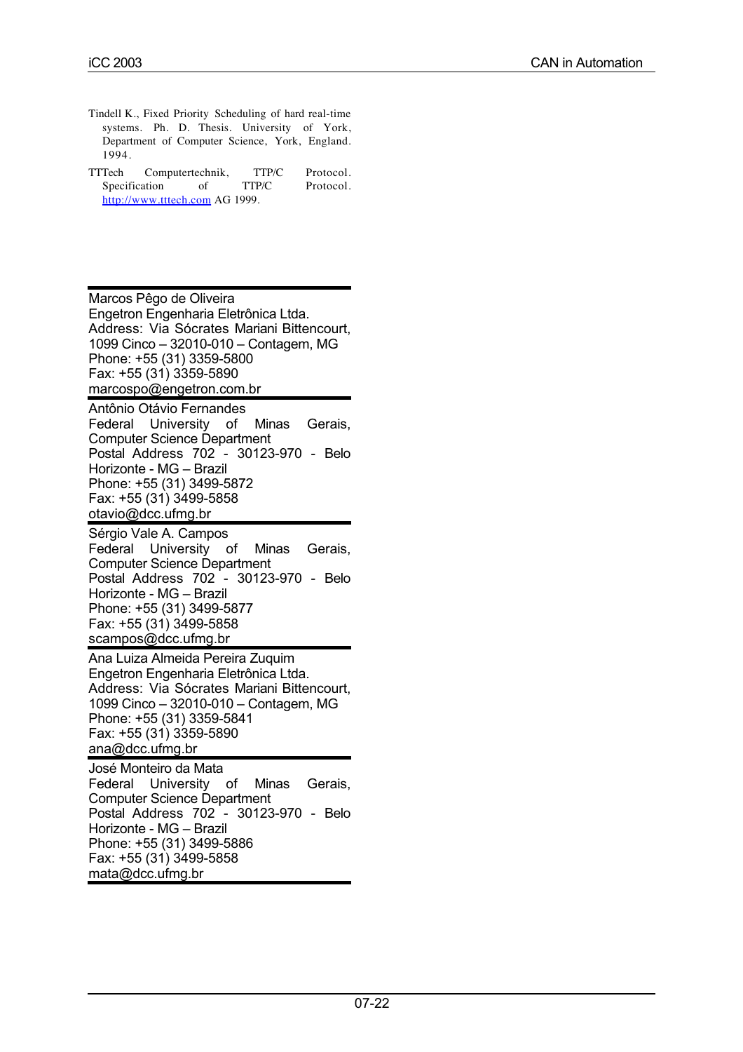Tindell K., Fixed Priority Scheduling of hard real-time systems. Ph. D. Thesis. University of York, Department of Computer Science, York, England. 1994.

TTTech Computertechnik, TTP/C Protocol. Specification of TTP/C Protocol. http://www.tttech.com AG 1999.

---

Marcos Pêgo de Oliveira
Engetron Engenharia Eletrônica Ltda.
Address: Via Sócrates Mariani Bittencourt, 1099 Cinco – 32010-010 – Contagem, MG
Phone: +55 (31) 3359-5800
Fax: +55 (31) 3359-5890
marcospo@engetron.com.br

---

Antônio Otávio Fernandes
Federal University of Minas Gerais, Computer Science Department
Postal Address 702 - 30123-970 - Belo Horizonte - MG – Brazil
Phone: +55 (31) 3499-5872
Fax: +55 (31) 3499-5858
otavio@dcc.ufmg.br

---

Sérgio Vale A. Campos
Federal University of Minas Gerais, Computer Science Department
Postal Address 702 - 30123-970 - Belo Horizonte - MG – Brazil
Phone: +55 (31) 3499-5877
Fax: +55 (31) 3499-5858
scampos@dcc.ufmg.br

---

Ana Luiza Almeida Pereira Zuquim
Engetron Engenharia Eletrônica Ltda.
Address: Via Sócrates Mariani Bittencourt, 1099 Cinco – 32010-010 – Contagem, MG
Phone: +55 (31) 3359-5841
Fax: +55 (31) 3359-5890
ana@dcc.ufmg.br

---

José Monteiro da Mata
Federal University of Minas Gerais, Computer Science Department
Postal Address 702 - 30123-970 - Belo Horizonte - MG – Brazil
Phone: +55 (31) 3499-5886
Fax: +55 (31) 3499-5858
mata@dcc.ufmg.br